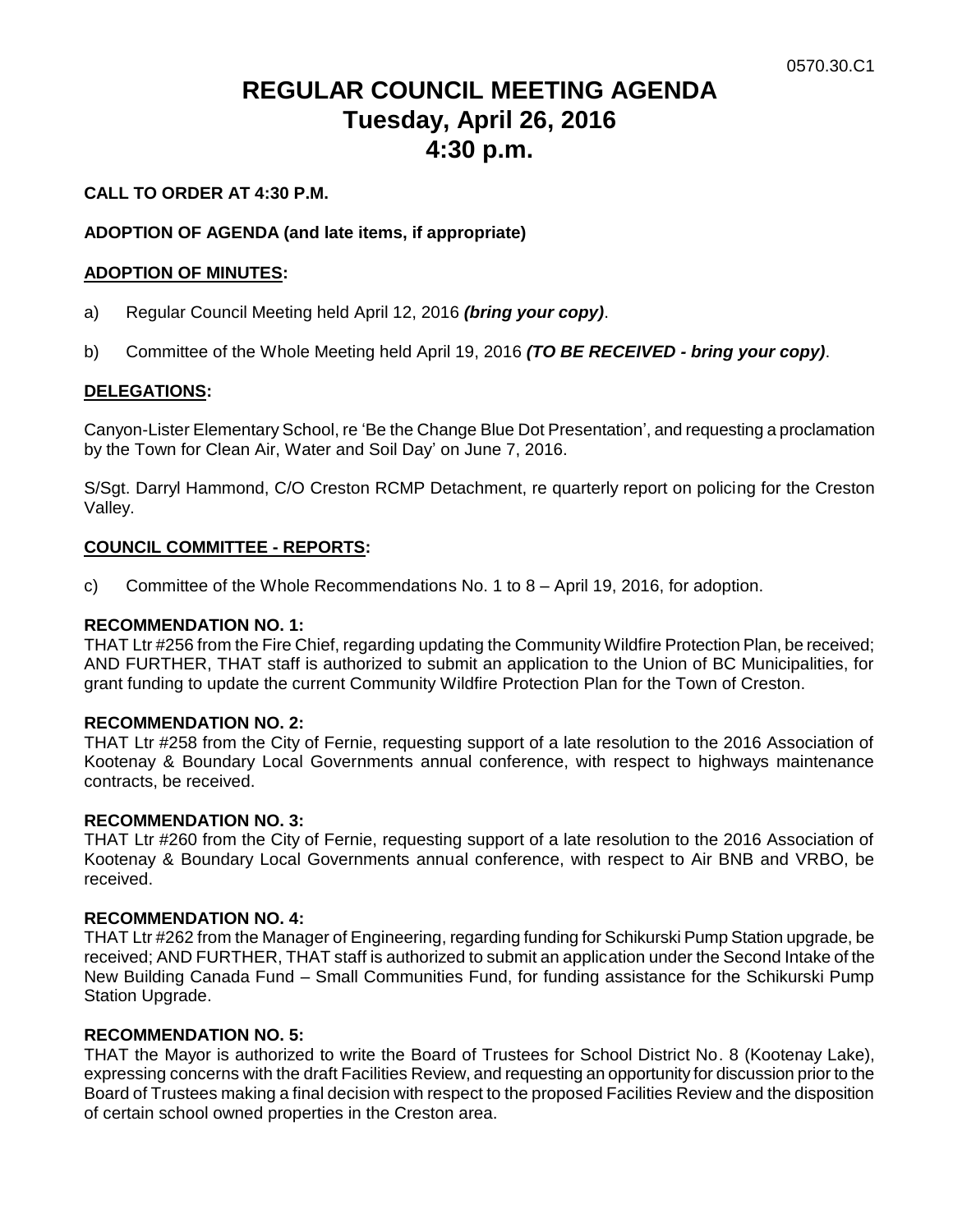0570.30.C1

# REGULAR COUNCIL MEETING AGENDA
# Tuesday, April 26, 2016
# 4:30 p.m.

**CALL TO ORDER AT 4:30 P.M.**

**ADOPTION OF AGENDA (and late items, if appropriate)**

**ADOPTION OF MINUTES:**

a) Regular Council Meeting held April 12, 2016 ***(bring your copy)***.

b) Committee of the Whole Meeting held April 19, 2016 ***(TO BE RECEIVED - bring your copy)***.

**DELEGATIONS:**

Canyon-Lister Elementary School, re 'Be the Change Blue Dot Presentation', and requesting a proclamation by the Town for Clean Air, Water and Soil Day' on June 7, 2016.

S/Sgt. Darryl Hammond, C/O Creston RCMP Detachment, re quarterly report on policing for the Creston Valley.

**COUNCIL COMMITTEE - REPORTS:**

c) Committee of the Whole Recommendations No. 1 to 8 – April 19, 2016, for adoption.

**RECOMMENDATION NO. 1:**
THAT Ltr #256 from the Fire Chief, regarding updating the Community Wildfire Protection Plan, be received; AND FURTHER, THAT staff is authorized to submit an application to the Union of BC Municipalities, for grant funding to update the current Community Wildfire Protection Plan for the Town of Creston.

**RECOMMENDATION NO. 2:**
THAT Ltr #258 from the City of Fernie, requesting support of a late resolution to the 2016 Association of Kootenay & Boundary Local Governments annual conference, with respect to highways maintenance contracts, be received.

**RECOMMENDATION NO. 3:**
THAT Ltr #260 from the City of Fernie, requesting support of a late resolution to the 2016 Association of Kootenay & Boundary Local Governments annual conference, with respect to Air BNB and VRBO, be received.

**RECOMMENDATION NO. 4:**
THAT Ltr #262 from the Manager of Engineering, regarding funding for Schikurski Pump Station upgrade, be received; AND FURTHER, THAT staff is authorized to submit an application under the Second Intake of the New Building Canada Fund – Small Communities Fund, for funding assistance for the Schikurski Pump Station Upgrade.

**RECOMMENDATION NO. 5:**
THAT the Mayor is authorized to write the Board of Trustees for School District No. 8 (Kootenay Lake), expressing concerns with the draft Facilities Review, and requesting an opportunity for discussion prior to the Board of Trustees making a final decision with respect to the proposed Facilities Review and the disposition of certain school owned properties in the Creston area.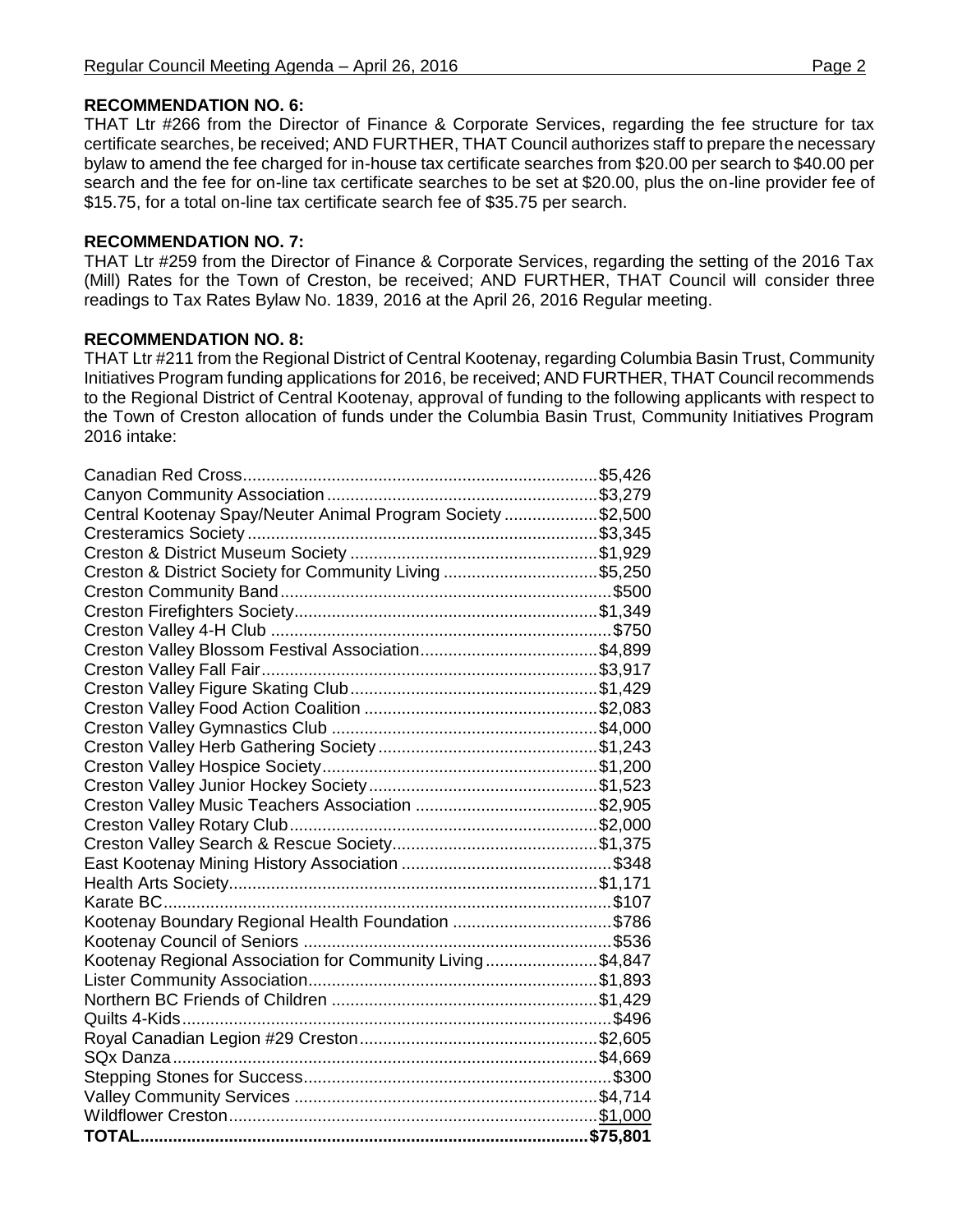**RECOMMENDATION NO. 6:**
THAT Ltr #266 from the Director of Finance & Corporate Services, regarding the fee structure for tax certificate searches, be received; AND FURTHER, THAT Council authorizes staff to prepare the necessary bylaw to amend the fee charged for in-house tax certificate searches from $20.00 per search to $40.00 per search and the fee for on-line tax certificate searches to be set at $20.00, plus the on-line provider fee of $15.75, for a total on-line tax certificate search fee of $35.75 per search.

**RECOMMENDATION NO. 7:**
THAT Ltr #259 from the Director of Finance & Corporate Services, regarding the setting of the 2016 Tax (Mill) Rates for the Town of Creston, be received; AND FURTHER, THAT Council will consider three readings to Tax Rates Bylaw No. 1839, 2016 at the April 26, 2016 Regular meeting.

**RECOMMENDATION NO. 8:**
THAT Ltr #211 from the Regional District of Central Kootenay, regarding Columbia Basin Trust, Community Initiatives Program funding applications for 2016, be received; AND FURTHER, THAT Council recommends to the Regional District of Central Kootenay, approval of funding to the following applicants with respect to the Town of Creston allocation of funds under the Columbia Basin Trust, Community Initiatives Program 2016 intake:

| | |
|---|---|
| Canadian Red Cross | $5,426 |
| Canyon Community Association | $3,279 |
| Central Kootenay Spay/Neuter Animal Program Society | $2,500 |
| Cresteramics Society | $3,345 |
| Creston & District Museum Society | $1,929 |
| Creston & District Society for Community Living | $5,250 |
| Creston Community Band | $500 |
| Creston Firefighters Society | $1,349 |
| Creston Valley 4-H Club | $750 |
| Creston Valley Blossom Festival Association | $4,899 |
| Creston Valley Fall Fair | $3,917 |
| Creston Valley Figure Skating Club | $1,429 |
| Creston Valley Food Action Coalition | $2,083 |
| Creston Valley Gymnastics Club | $4,000 |
| Creston Valley Herb Gathering Society | $1,243 |
| Creston Valley Hospice Society | $1,200 |
| Creston Valley Junior Hockey Society | $1,523 |
| Creston Valley Music Teachers Association | $2,905 |
| Creston Valley Rotary Club | $2,000 |
| Creston Valley Search & Rescue Society | $1,375 |
| East Kootenay Mining History Association | $348 |
| Health Arts Society | $1,171 |
| Karate BC | $107 |
| Kootenay Boundary Regional Health Foundation | $786 |
| Kootenay Council of Seniors | $536 |
| Kootenay Regional Association for Community Living | $4,847 |
| Lister Community Association | $1,893 |
| Northern BC Friends of Children | $1,429 |
| Quilts 4-Kids | $496 |
| Royal Canadian Legion #29 Creston | $2,605 |
| SQx Danza | $4,669 |
| Stepping Stones for Success | $300 |
| Valley Community Services | $4,714 |
| Wildflower Creston | $1,000 |
| **TOTAL** | **$75,801** |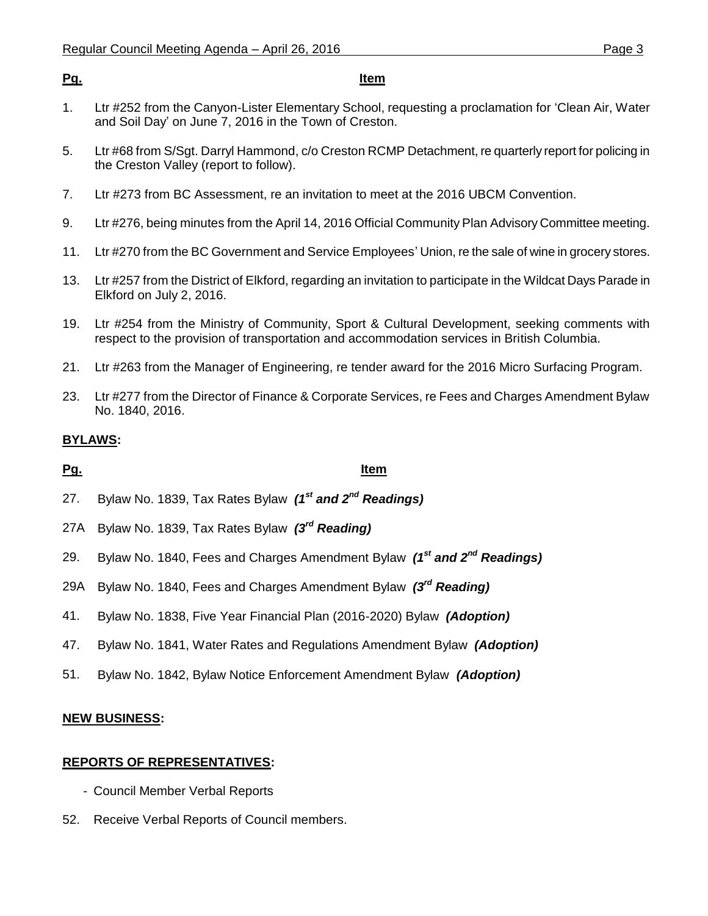**Pg.** **Item**

1. Ltr #252 from the Canyon-Lister Elementary School, requesting a proclamation for 'Clean Air, Water and Soil Day' on June 7, 2016 in the Town of Creston.

5. Ltr #68 from S/Sgt. Darryl Hammond, c/o Creston RCMP Detachment, re quarterly report for policing in the Creston Valley (report to follow).

7. Ltr #273 from BC Assessment, re an invitation to meet at the 2016 UBCM Convention.

9. Ltr #276, being minutes from the April 14, 2016 Official Community Plan Advisory Committee meeting.

11. Ltr #270 from the BC Government and Service Employees' Union, re the sale of wine in grocery stores.

13. Ltr #257 from the District of Elkford, regarding an invitation to participate in the Wildcat Days Parade in Elkford on July 2, 2016.

19. Ltr #254 from the Ministry of Community, Sport & Cultural Development, seeking comments with respect to the provision of transportation and accommodation services in British Columbia.

21. Ltr #263 from the Manager of Engineering, re tender award for the 2016 Micro Surfacing Program.

23. Ltr #277 from the Director of Finance & Corporate Services, re Fees and Charges Amendment Bylaw No. 1840, 2016.

**BYLAWS:**

**Pg.** **Item**

27. Bylaw No. 1839, Tax Rates Bylaw ***(1st and 2nd Readings)***

27A Bylaw No. 1839, Tax Rates Bylaw ***(3rd Reading)***

29. Bylaw No. 1840, Fees and Charges Amendment Bylaw ***(1st and 2nd Readings)***

29A Bylaw No. 1840, Fees and Charges Amendment Bylaw ***(3rd Reading)***

41. Bylaw No. 1838, Five Year Financial Plan (2016-2020) Bylaw ***(Adoption)***

47. Bylaw No. 1841, Water Rates and Regulations Amendment Bylaw ***(Adoption)***

51. Bylaw No. 1842, Bylaw Notice Enforcement Amendment Bylaw ***(Adoption)***

**NEW BUSINESS:**

**REPORTS OF REPRESENTATIVES:**

- Council Member Verbal Reports

52. Receive Verbal Reports of Council members.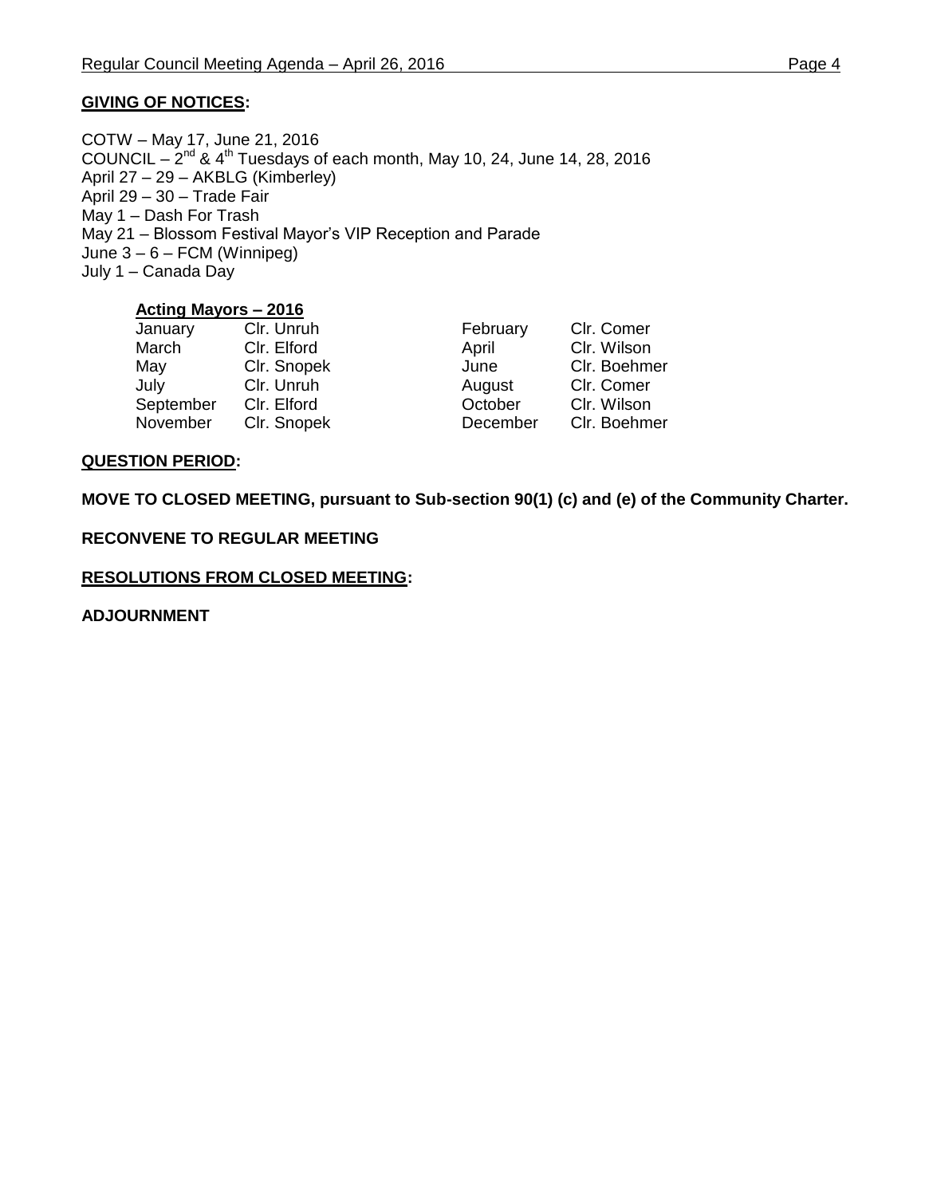**GIVING OF NOTICES:**

COTW – May 17, June 21, 2016
COUNCIL – $2^{nd}$ & $4^{th}$ Tuesdays of each month, May 10, 24, June 14, 28, 2016
April 27 – 29 – AKBLG (Kimberley)
April 29 – 30 – Trade Fair
May 1 – Dash For Trash
May 21 – Blossom Festival Mayor's VIP Reception and Parade
June 3 – 6 – FCM (Winnipeg)
July 1 – Canada Day

**Acting Mayors – 2016**

| | | | |
|---|---|---|---|
| January | Clr. Unruh | February | Clr. Comer |
| March | Clr. Elford | April | Clr. Wilson |
| May | Clr. Snopek | June | Clr. Boehmer |
| July | Clr. Unruh | August | Clr. Comer |
| September | Clr. Elford | October | Clr. Wilson |
| November | Clr. Snopek | December | Clr. Boehmer |

**QUESTION PERIOD:**

**MOVE TO CLOSED MEETING, pursuant to Sub-section 90(1) (c) and (e) of the Community Charter.**

**RECONVENE TO REGULAR MEETING**

**RESOLUTIONS FROM CLOSED MEETING:**

**ADJOURNMENT**